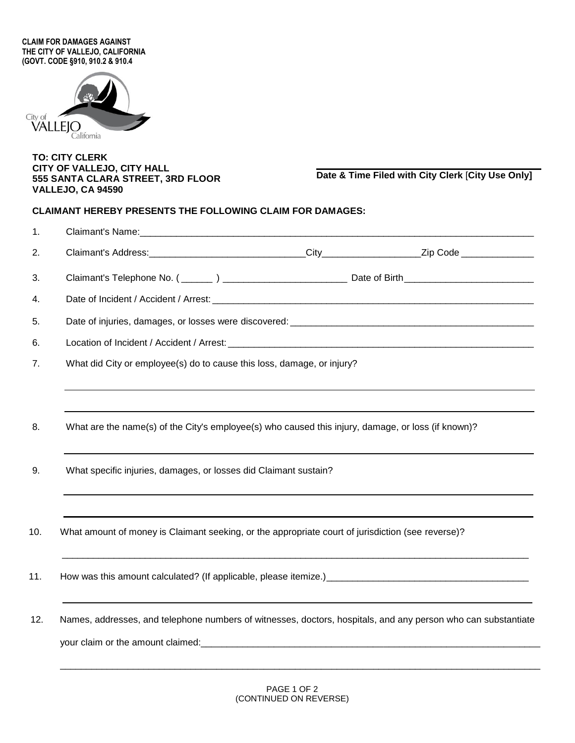**CLAIM FOR DAMAGES AGAINST**
**THE CITY OF VALLEJO, CALIFORNIA**
**(GOVT. CODE §910, 910.2 & 910.4**

**TO: CITY CLERK**
**CITY OF VALLEJO, CITY HALL**
**555 SANTA CLARA STREET, 3RD FLOOR**
**VALLEJO, CA 94590**

______________________________
**Date & Time Filed with City Clerk [City Use Only]**

**CLAIMANT HEREBY PRESENTS THE FOLLOWING CLAIM FOR DAMAGES:**

1. Claimant's Name:______________________________________________________________

2. Claimant's Address:______________________________City___________________Zip Code ______________

3. Claimant's Telephone No. ( ______ ) ________________________ Date of Birth_________________________

4. Date of Incident / Accident / Arrest: _______________________________________________________

5. Date of injuries, damages, or losses were discovered: _______________________________________________

6. Location of Incident / Accident / Arrest: _____________________________________________________

7. What did City or employee(s) do to cause this loss, damage, or injury?

   ______________________________________________________________________________

   ______________________________________________________________________________

8. What are the name(s) of the City's employee(s) who caused this injury, damage, or loss (if known)?

   ______________________________________________________________________________

9. What specific injuries, damages, or losses did Claimant sustain?

   ______________________________________________________________________________

   ______________________________________________________________________________

10. What amount of money is Claimant seeking, or the appropriate court of jurisdiction (see reverse)?

    ______________________________________________________________________________

11. How was this amount calculated? (If applicable, please itemize.)_______________________________________

    ______________________________________________________________________________

12. Names, addresses, and telephone numbers of witnesses, doctors, hospitals, and any person who can substantiate your claim or the amount claimed:_______________________________________________________________

    ______________________________________________________________________________

(CONTINUED ON REVERSE)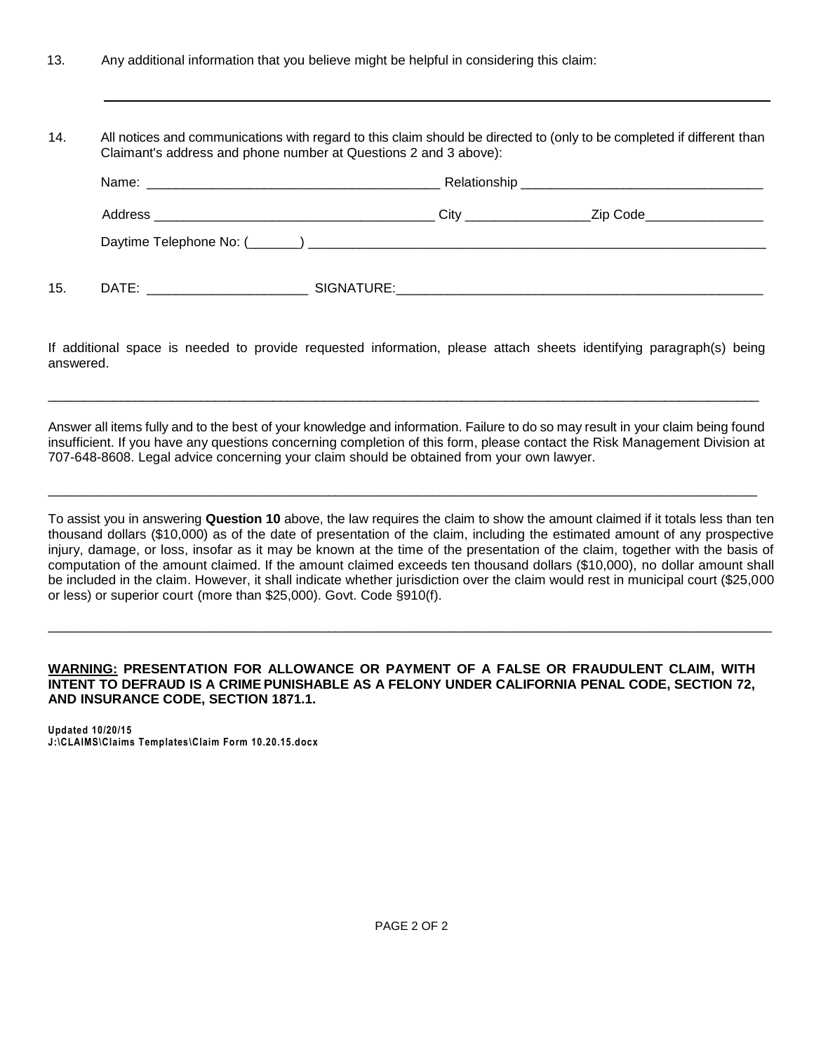13. Any additional information that you believe might be helpful in considering this claim:

_______________________________________________________________________________

14. All notices and communications with regard to this claim should be directed to (only to be completed if different than Claimant's address and phone number at Questions 2 and 3 above):

    Name: ________________________________________ Relationship ________________________________

    Address ______________________________________ City ________________Zip Code________________

    Daytime Telephone No: (_______) _______________________________________________________________

15. DATE: _____________________ SIGNATURE:_________________________________________________

If additional space is needed to provide requested information, please attach sheets identifying paragraph(s) being answered.

---

Answer all items fully and to the best of your knowledge and information. Failure to do so may result in your claim being found insufficient. If you have any questions concerning completion of this form, please contact the Risk Management Division at 707-648-8608. Legal advice concerning your claim should be obtained from your own lawyer.

---

To assist you in answering **Question 10** above, the law requires the claim to show the amount claimed if it totals less than ten thousand dollars ($10,000) as of the date of presentation of the claim, including the estimated amount of any prospective injury, damage, or loss, insofar as it may be known at the time of the presentation of the claim, together with the basis of computation of the amount claimed. If the amount claimed exceeds ten thousand dollars ($10,000), no dollar amount shall be included in the claim. However, it shall indicate whether jurisdiction over the claim would rest in municipal court ($25,000 or less) or superior court (more than $25,000). Govt. Code §910(f).

---

**WARNING: PRESENTATION FOR ALLOWANCE OR PAYMENT OF A FALSE OR FRAUDULENT CLAIM, WITH INTENT TO DEFRAUD IS A CRIME PUNISHABLE AS A FELONY UNDER CALIFORNIA PENAL CODE, SECTION 72, AND INSURANCE CODE, SECTION 1871.1.**

**Updated 10/20/15**
**J:\CLAIMS\Claims Templates\Claim Form 10.20.15.docx**